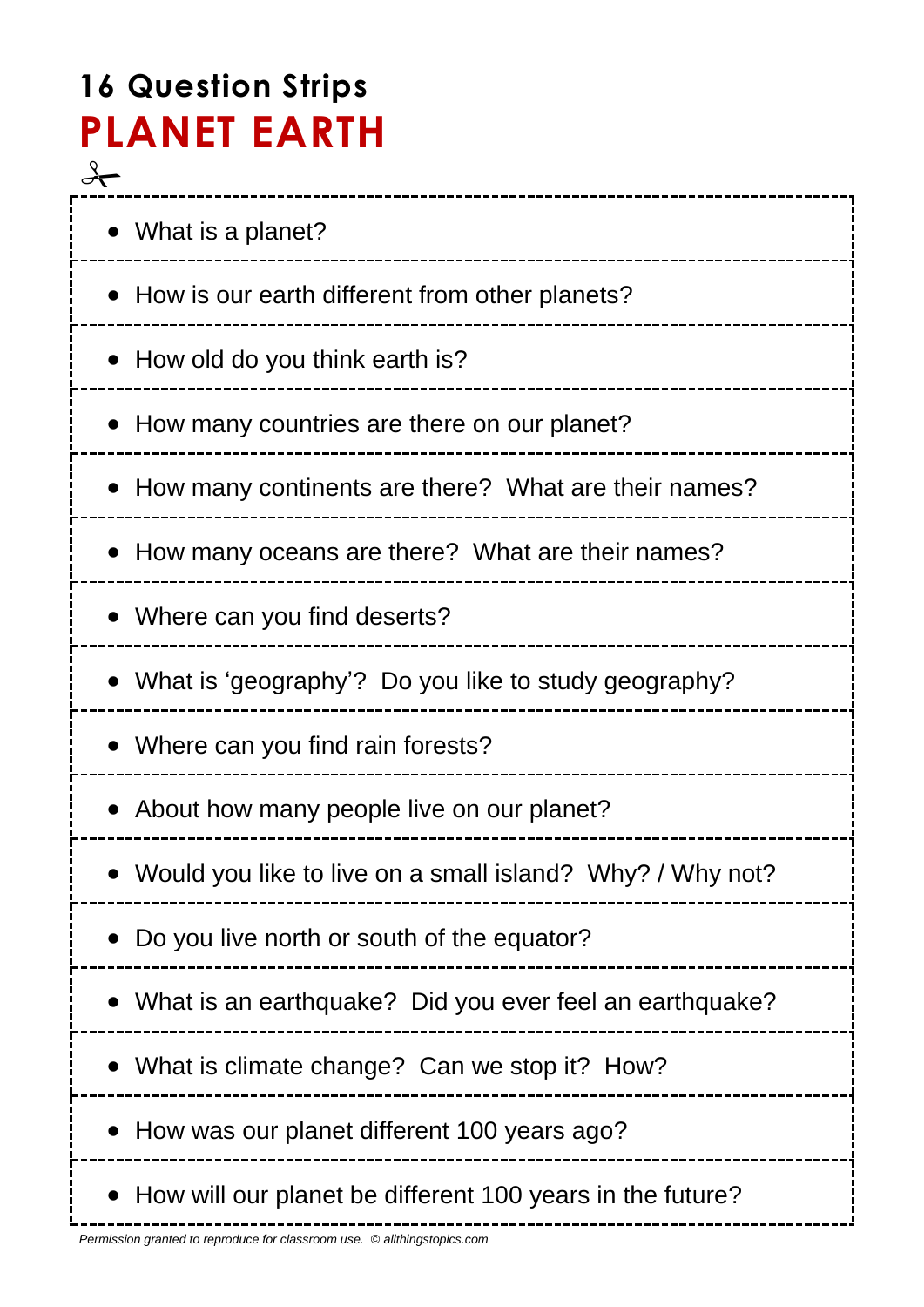# 16 Question Strips

## PLANET EARTH

- What is a planet?
- How is our earth different from other planets?
- How old do you think earth is?
- How many countries are there on our planet?
- How many continents are there?  What are their names?
- How many oceans are there?  What are their names?
- Where can you find deserts?
- What is 'geography'?  Do you like to study geography?
- Where can you find rain forests?
- About how many people live on our planet?
- Would you like to live on a small island?  Why? / Why not?
- Do you live north or south of the equator?
- What is an earthquake?  Did you ever feel an earthquake?
- What is climate change?  Can we stop it?  How?
- How was our planet different 100 years ago?
- How will our planet be different 100 years in the future?

*Permission granted to reproduce for classroom use.  © allthingstopics.com*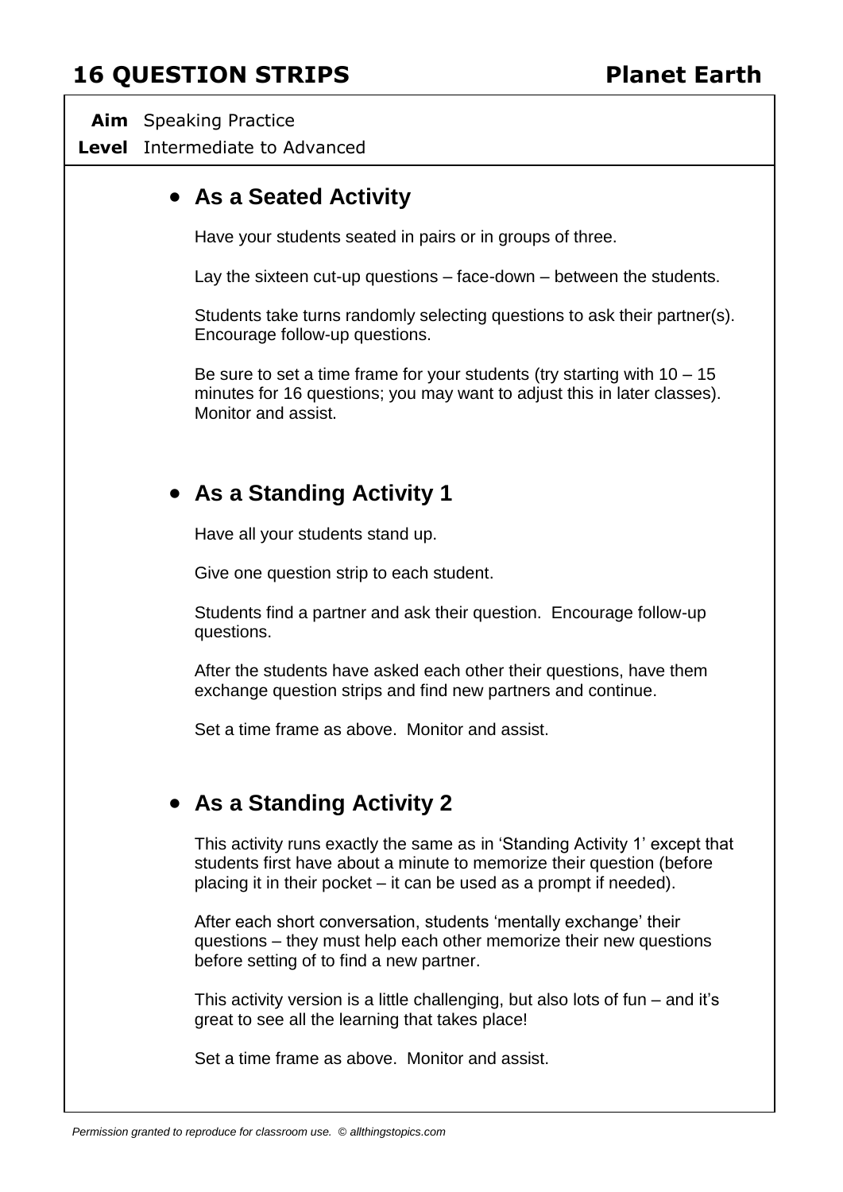# 16 QUESTION STRIPS — Planet Earth

**Aim** Speaking Practice
**Level** Intermediate to Advanced

## As a Seated Activity

Have your students seated in pairs or in groups of three.

Lay the sixteen cut-up questions – face-down – between the students.

Students take turns randomly selecting questions to ask their partner(s). Encourage follow-up questions.

Be sure to set a time frame for your students (try starting with 10 – 15 minutes for 16 questions; you may want to adjust this in later classes). Monitor and assist.

## As a Standing Activity 1

Have all your students stand up.

Give one question strip to each student.

Students find a partner and ask their question. Encourage follow-up questions.

After the students have asked each other their questions, have them exchange question strips and find new partners and continue.

Set a time frame as above. Monitor and assist.

## As a Standing Activity 2

This activity runs exactly the same as in 'Standing Activity 1' except that students first have about a minute to memorize their question (before placing it in their pocket – it can be used as a prompt if needed).

After each short conversation, students 'mentally exchange' their questions – they must help each other memorize their new questions before setting of to find a new partner.

This activity version is a little challenging, but also lots of fun – and it's great to see all the learning that takes place!

Set a time frame as above. Monitor and assist.

*Permission granted to reproduce for classroom use. © allthingstopics.com*